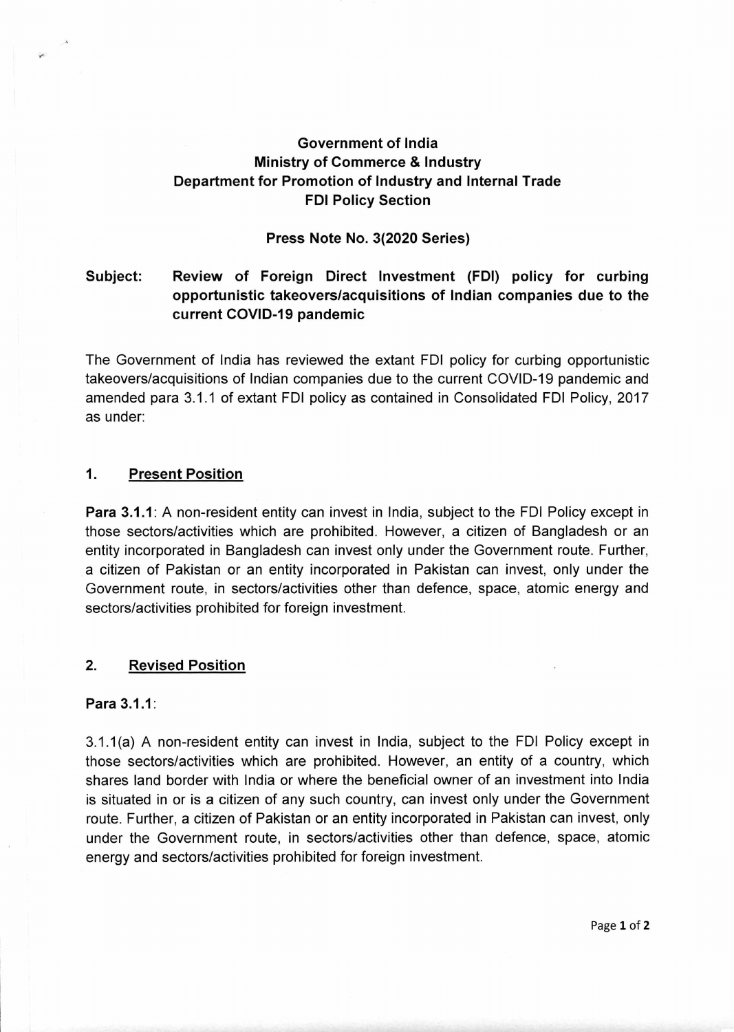**Government of India**
**Ministry of Commerce & Industry**
**Department for Promotion of Industry and Internal Trade**
**FDI Policy Section**

**Press Note No. 3(2020 Series)**

**Subject: Review of Foreign Direct Investment (FDI) policy for curbing opportunistic takeovers/acquisitions of Indian companies due to the current COVID-19 pandemic**

The Government of India has reviewed the extant FDI policy for curbing opportunistic takeovers/acquisitions of Indian companies due to the current COVID-19 pandemic and amended para 3.1.1 of extant FDI policy as contained in Consolidated FDI Policy, 2017 as under:

## 1. Present Position

**Para 3.1.1**: A non-resident entity can invest in India, subject to the FDI Policy except in those sectors/activities which are prohibited. However, a citizen of Bangladesh or an entity incorporated in Bangladesh can invest only under the Government route. Further, a citizen of Pakistan or an entity incorporated in Pakistan can invest, only under the Government route, in sectors/activities other than defence, space, atomic energy and sectors/activities prohibited for foreign investment.

## 2. Revised Position

**Para 3.1.1**:

3.1.1(a) A non-resident entity can invest in India, subject to the FDI Policy except in those sectors/activities which are prohibited. However, an entity of a country, which shares land border with India or where the beneficial owner of an investment into India is situated in or is a citizen of any such country, can invest only under the Government route. Further, a citizen of Pakistan or an entity incorporated in Pakistan can invest, only under the Government route, in sectors/activities other than defence, space, atomic energy and sectors/activities prohibited for foreign investment.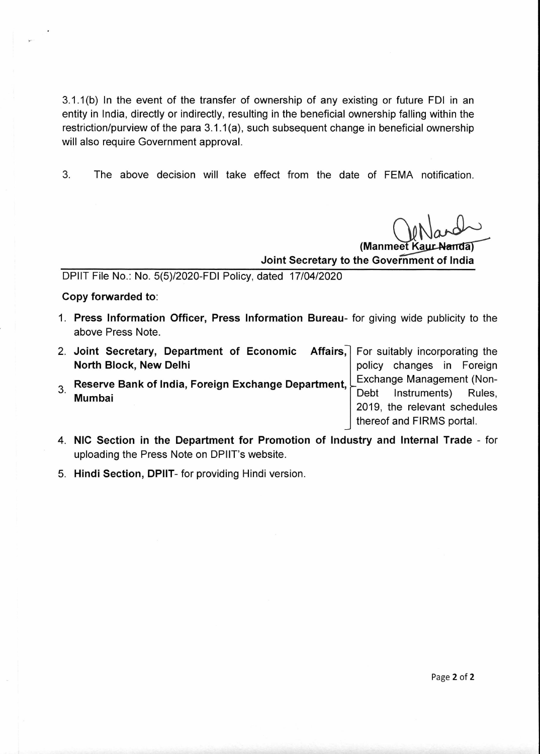3.1.1(b) In the event of the transfer of ownership of any existing or future FDI in an entity in India, directly or indirectly, resulting in the beneficial ownership falling within the restriction/purview of the para 3.1.1(a), such subsequent change in beneficial ownership will also require Government approval.

3. The above decision will take effect from the date of FEMA notification.

**(Manmeet Kaur Nanda)**
**Joint Secretary to the Government of India**

DPIIT File No.: No. 5(5)/2020-FDI Policy, dated 17/04/2020

**Copy forwarded to**:

1. **Press Information Officer, Press Information Bureau**- for giving wide publicity to the above Press Note.
2. **Joint Secretary, Department of Economic Affairs, North Block, New Delhi**
3. **Reserve Bank of India, Foreign Exchange Department, Mumbai**

   (Items 2 and 3:) For suitably incorporating the policy changes in Foreign Exchange Management (Non-Debt Instruments) Rules, 2019, the relevant schedules thereof and FIRMS portal.

4. **NIC Section in the Department for Promotion of Industry and Internal Trade** - for uploading the Press Note on DPIIT's website.
5. **Hindi Section, DPIIT**- for providing Hindi version.